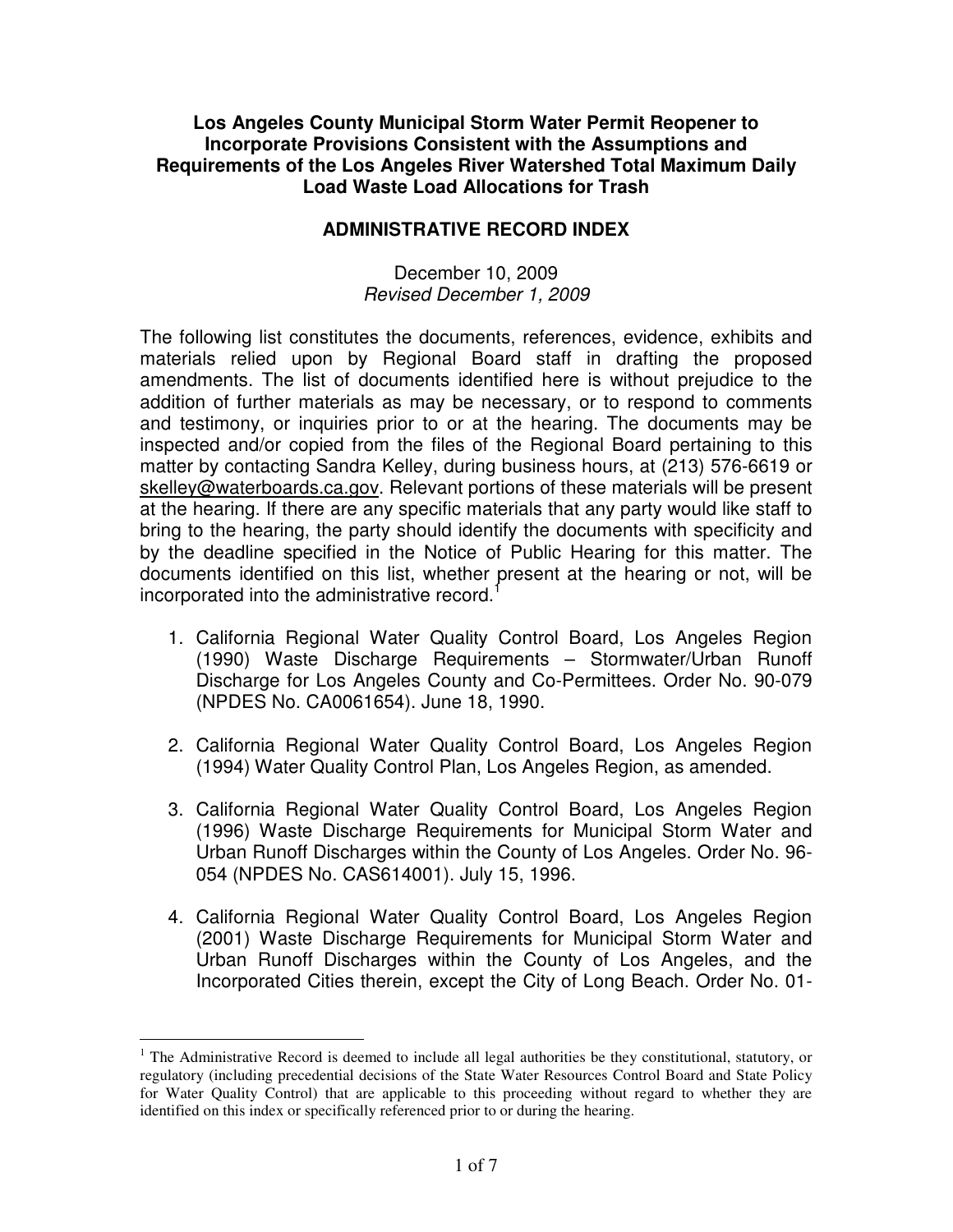**Los Angeles County Municipal Storm Water Permit Reopener to Incorporate Provisions Consistent with the Assumptions and Requirements of the Los Angeles River Watershed Total Maximum Daily Load Waste Load Allocations for Trash**

**ADMINISTRATIVE RECORD INDEX**

December 10, 2009
*Revised December 1, 2009*

The following list constitutes the documents, references, evidence, exhibits and materials relied upon by Regional Board staff in drafting the proposed amendments. The list of documents identified here is without prejudice to the addition of further materials as may be necessary, or to respond to comments and testimony, or inquiries prior to or at the hearing. The documents may be inspected and/or copied from the files of the Regional Board pertaining to this matter by contacting Sandra Kelley, during business hours, at (213) 576-6619 or skelley@waterboards.ca.gov. Relevant portions of these materials will be present at the hearing. If there are any specific materials that any party would like staff to bring to the hearing, the party should identify the documents with specificity and by the deadline specified in the Notice of Public Hearing for this matter. The documents identified on this list, whether present at the hearing or not, will be incorporated into the administrative record.[1]

1. California Regional Water Quality Control Board, Los Angeles Region (1990) Waste Discharge Requirements – Stormwater/Urban Runoff Discharge for Los Angeles County and Co-Permittees. Order No. 90-079 (NPDES No. CA0061654). June 18, 1990.

2. California Regional Water Quality Control Board, Los Angeles Region (1994) Water Quality Control Plan, Los Angeles Region, as amended.

3. California Regional Water Quality Control Board, Los Angeles Region (1996) Waste Discharge Requirements for Municipal Storm Water and Urban Runoff Discharges within the County of Los Angeles. Order No. 96-054 (NPDES No. CAS614001). July 15, 1996.

4. California Regional Water Quality Control Board, Los Angeles Region (2001) Waste Discharge Requirements for Municipal Storm Water and Urban Runoff Discharges within the County of Los Angeles, and the Incorporated Cities therein, except the City of Long Beach. Order No. 01-

---

[1] The Administrative Record is deemed to include all legal authorities be they constitutional, statutory, or regulatory (including precedential decisions of the State Water Resources Control Board and State Policy for Water Quality Control) that are applicable to this proceeding without regard to whether they are identified on this index or specifically referenced prior to or during the hearing.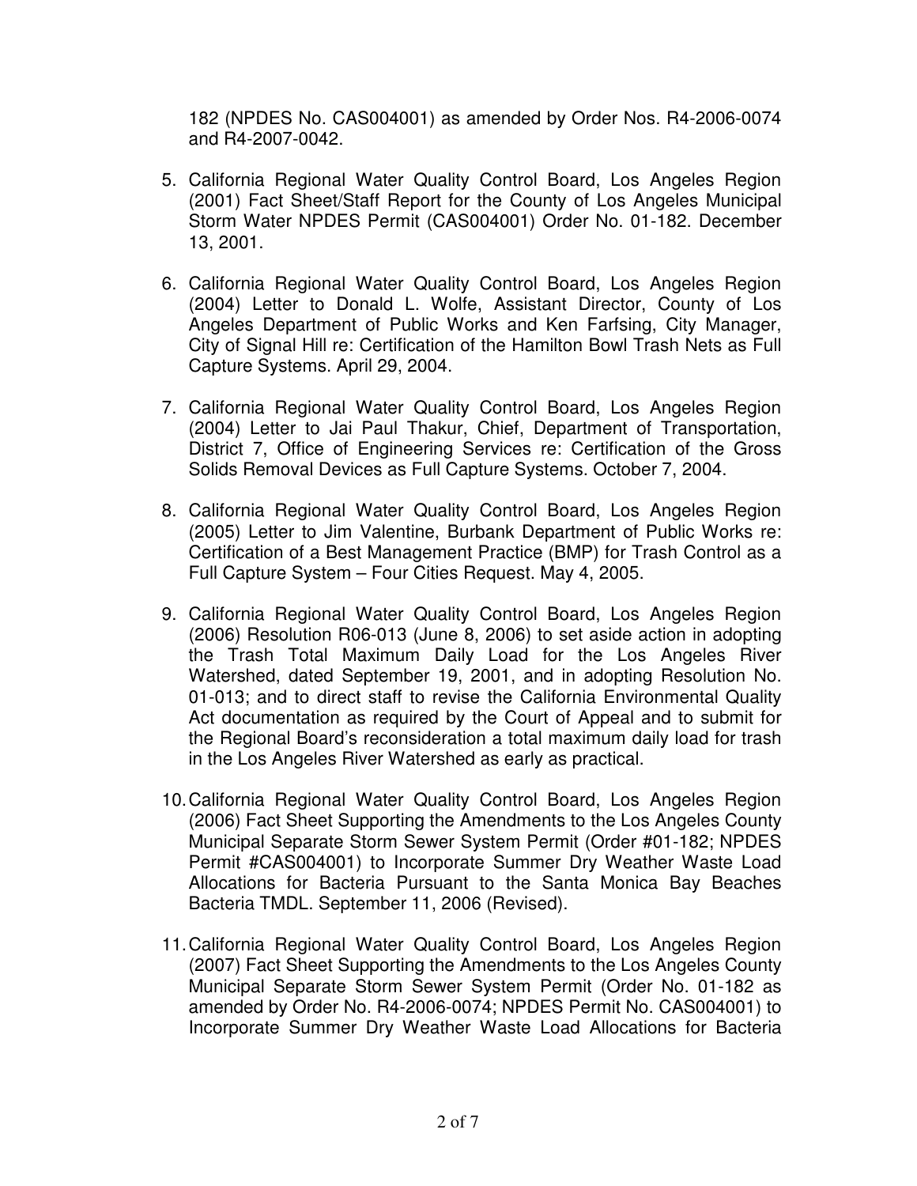182 (NPDES No. CAS004001) as amended by Order Nos. R4-2006-0074 and R4-2007-0042.

5. California Regional Water Quality Control Board, Los Angeles Region (2001) Fact Sheet/Staff Report for the County of Los Angeles Municipal Storm Water NPDES Permit (CAS004001) Order No. 01-182. December 13, 2001.

6. California Regional Water Quality Control Board, Los Angeles Region (2004) Letter to Donald L. Wolfe, Assistant Director, County of Los Angeles Department of Public Works and Ken Farfsing, City Manager, City of Signal Hill re: Certification of the Hamilton Bowl Trash Nets as Full Capture Systems. April 29, 2004.

7. California Regional Water Quality Control Board, Los Angeles Region (2004) Letter to Jai Paul Thakur, Chief, Department of Transportation, District 7, Office of Engineering Services re: Certification of the Gross Solids Removal Devices as Full Capture Systems. October 7, 2004.

8. California Regional Water Quality Control Board, Los Angeles Region (2005) Letter to Jim Valentine, Burbank Department of Public Works re: Certification of a Best Management Practice (BMP) for Trash Control as a Full Capture System – Four Cities Request. May 4, 2005.

9. California Regional Water Quality Control Board, Los Angeles Region (2006) Resolution R06-013 (June 8, 2006) to set aside action in adopting the Trash Total Maximum Daily Load for the Los Angeles River Watershed, dated September 19, 2001, and in adopting Resolution No. 01-013; and to direct staff to revise the California Environmental Quality Act documentation as required by the Court of Appeal and to submit for the Regional Board's reconsideration a total maximum daily load for trash in the Los Angeles River Watershed as early as practical.

10. California Regional Water Quality Control Board, Los Angeles Region (2006) Fact Sheet Supporting the Amendments to the Los Angeles County Municipal Separate Storm Sewer System Permit (Order #01-182; NPDES Permit #CAS004001) to Incorporate Summer Dry Weather Waste Load Allocations for Bacteria Pursuant to the Santa Monica Bay Beaches Bacteria TMDL. September 11, 2006 (Revised).

11. California Regional Water Quality Control Board, Los Angeles Region (2007) Fact Sheet Supporting the Amendments to the Los Angeles County Municipal Separate Storm Sewer System Permit (Order No. 01-182 as amended by Order No. R4-2006-0074; NPDES Permit No. CAS004001) to Incorporate Summer Dry Weather Waste Load Allocations for Bacteria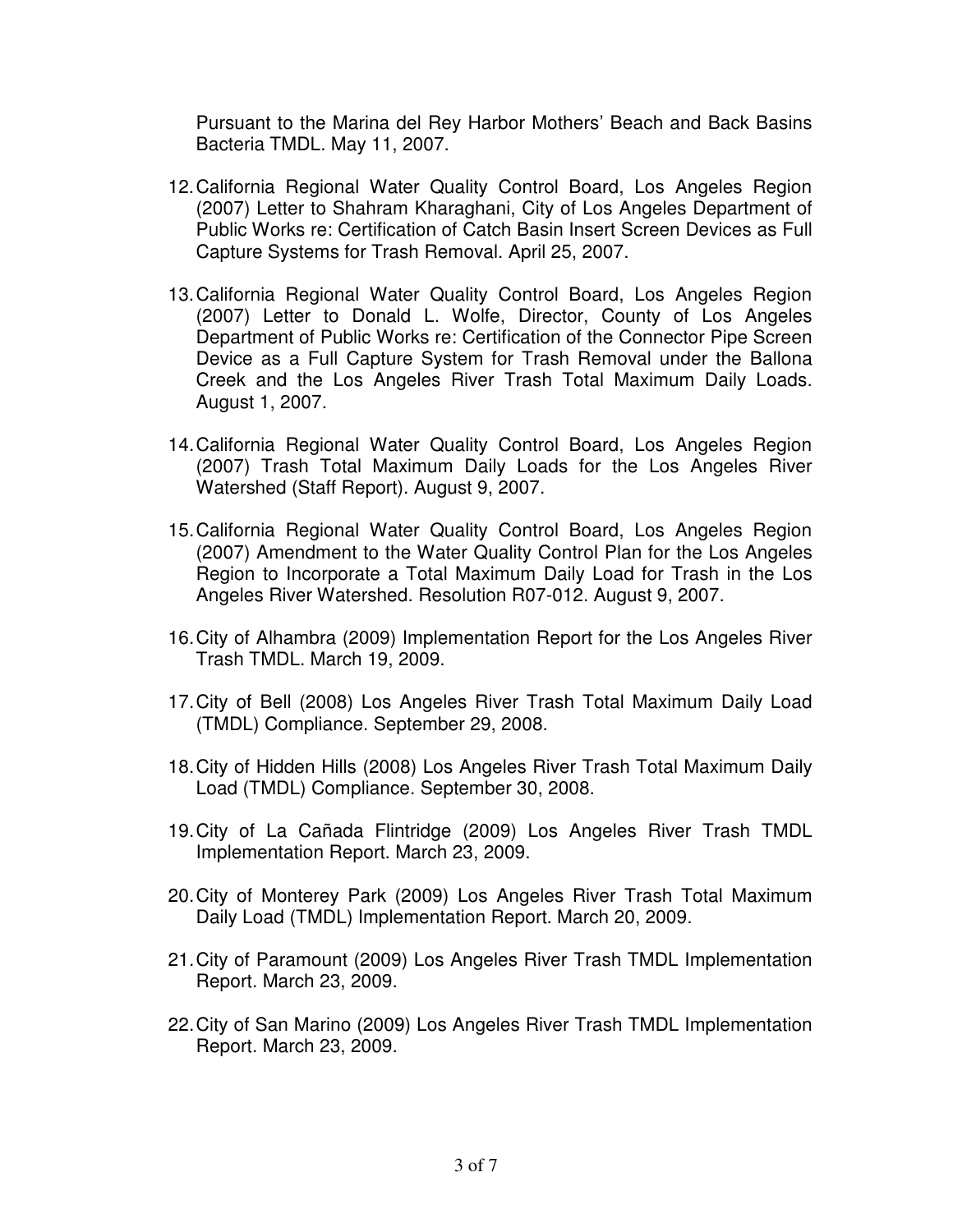Pursuant to the Marina del Rey Harbor Mothers' Beach and Back Basins Bacteria TMDL. May 11, 2007.

12. California Regional Water Quality Control Board, Los Angeles Region (2007) Letter to Shahram Kharaghani, City of Los Angeles Department of Public Works re: Certification of Catch Basin Insert Screen Devices as Full Capture Systems for Trash Removal. April 25, 2007.

13. California Regional Water Quality Control Board, Los Angeles Region (2007) Letter to Donald L. Wolfe, Director, County of Los Angeles Department of Public Works re: Certification of the Connector Pipe Screen Device as a Full Capture System for Trash Removal under the Ballona Creek and the Los Angeles River Trash Total Maximum Daily Loads. August 1, 2007.

14. California Regional Water Quality Control Board, Los Angeles Region (2007) Trash Total Maximum Daily Loads for the Los Angeles River Watershed (Staff Report). August 9, 2007.

15. California Regional Water Quality Control Board, Los Angeles Region (2007) Amendment to the Water Quality Control Plan for the Los Angeles Region to Incorporate a Total Maximum Daily Load for Trash in the Los Angeles River Watershed. Resolution R07-012. August 9, 2007.

16. City of Alhambra (2009) Implementation Report for the Los Angeles River Trash TMDL. March 19, 2009.

17. City of Bell (2008) Los Angeles River Trash Total Maximum Daily Load (TMDL) Compliance. September 29, 2008.

18. City of Hidden Hills (2008) Los Angeles River Trash Total Maximum Daily Load (TMDL) Compliance. September 30, 2008.

19. City of La Cañada Flintridge (2009) Los Angeles River Trash TMDL Implementation Report. March 23, 2009.

20. City of Monterey Park (2009) Los Angeles River Trash Total Maximum Daily Load (TMDL) Implementation Report. March 20, 2009.

21. City of Paramount (2009) Los Angeles River Trash TMDL Implementation Report. March 23, 2009.

22. City of San Marino (2009) Los Angeles River Trash TMDL Implementation Report. March 23, 2009.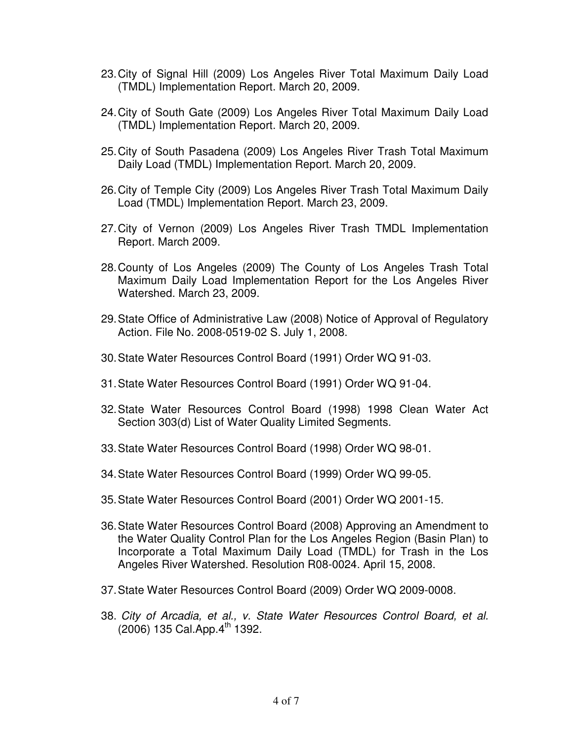23. City of Signal Hill (2009) Los Angeles River Total Maximum Daily Load (TMDL) Implementation Report. March 20, 2009.

24. City of South Gate (2009) Los Angeles River Total Maximum Daily Load (TMDL) Implementation Report. March 20, 2009.

25. City of South Pasadena (2009) Los Angeles River Trash Total Maximum Daily Load (TMDL) Implementation Report. March 20, 2009.

26. City of Temple City (2009) Los Angeles River Trash Total Maximum Daily Load (TMDL) Implementation Report. March 23, 2009.

27. City of Vernon (2009) Los Angeles River Trash TMDL Implementation Report. March 2009.

28. County of Los Angeles (2009) The County of Los Angeles Trash Total Maximum Daily Load Implementation Report for the Los Angeles River Watershed. March 23, 2009.

29. State Office of Administrative Law (2008) Notice of Approval of Regulatory Action. File No. 2008-0519-02 S. July 1, 2008.

30. State Water Resources Control Board (1991) Order WQ 91-03.

31. State Water Resources Control Board (1991) Order WQ 91-04.

32. State Water Resources Control Board (1998) 1998 Clean Water Act Section 303(d) List of Water Quality Limited Segments.

33. State Water Resources Control Board (1998) Order WQ 98-01.

34. State Water Resources Control Board (1999) Order WQ 99-05.

35. State Water Resources Control Board (2001) Order WQ 2001-15.

36. State Water Resources Control Board (2008) Approving an Amendment to the Water Quality Control Plan for the Los Angeles Region (Basin Plan) to Incorporate a Total Maximum Daily Load (TMDL) for Trash in the Los Angeles River Watershed. Resolution R08-0024. April 15, 2008.

37. State Water Resources Control Board (2009) Order WQ 2009-0008.

38. *City of Arcadia, et al., v. State Water Resources Control Board, et al.* (2006) 135 Cal.App.4th 1392.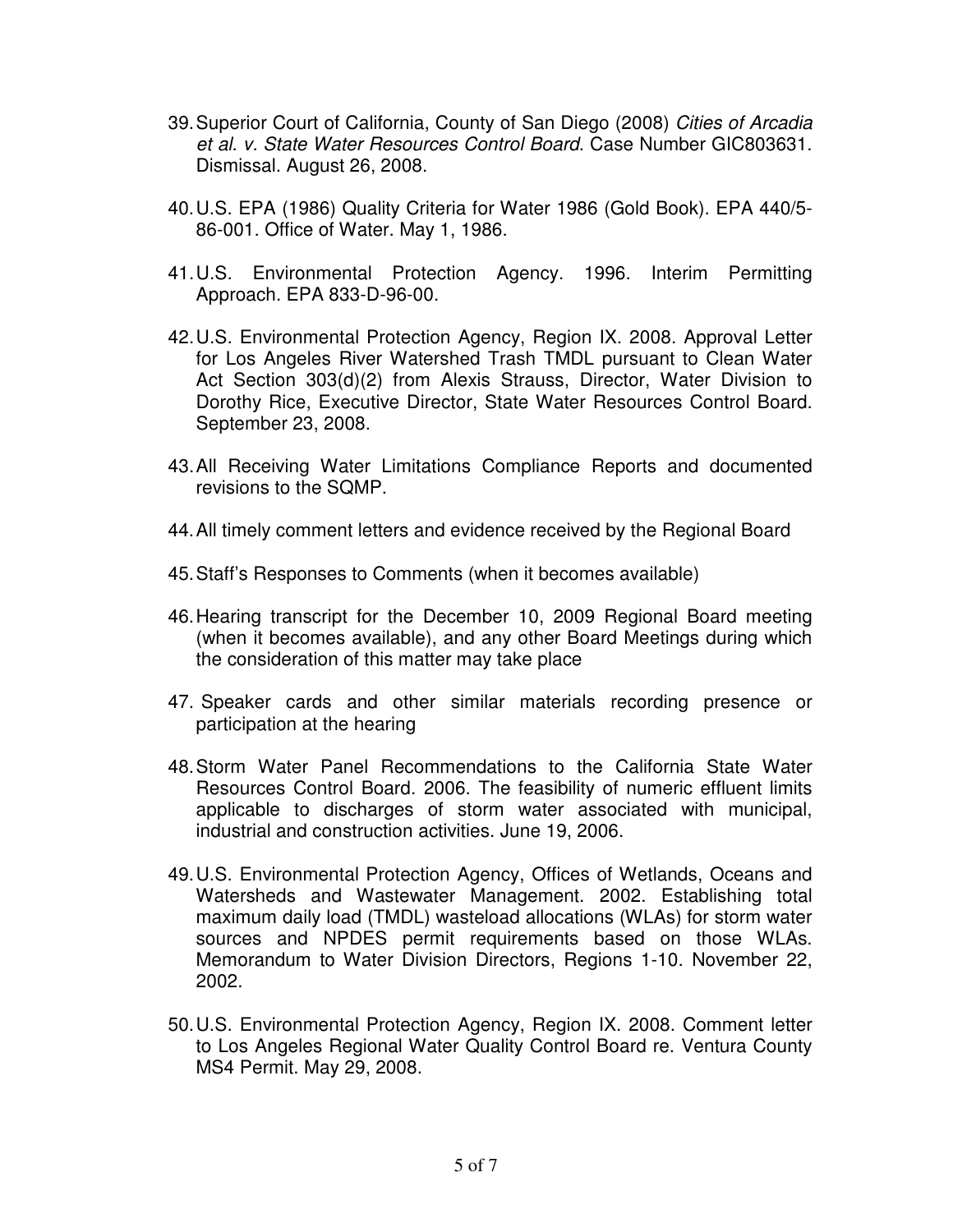39. Superior Court of California, County of San Diego (2008) *Cities of Arcadia et al. v. State Water Resources Control Board*. Case Number GIC803631. Dismissal. August 26, 2008.

40. U.S. EPA (1986) Quality Criteria for Water 1986 (Gold Book). EPA 440/5-86-001. Office of Water. May 1, 1986.

41. U.S. Environmental Protection Agency. 1996. Interim Permitting Approach. EPA 833-D-96-00.

42. U.S. Environmental Protection Agency, Region IX. 2008. Approval Letter for Los Angeles River Watershed Trash TMDL pursuant to Clean Water Act Section 303(d)(2) from Alexis Strauss, Director, Water Division to Dorothy Rice, Executive Director, State Water Resources Control Board. September 23, 2008.

43. All Receiving Water Limitations Compliance Reports and documented revisions to the SQMP.

44. All timely comment letters and evidence received by the Regional Board

45. Staff's Responses to Comments (when it becomes available)

46. Hearing transcript for the December 10, 2009 Regional Board meeting (when it becomes available), and any other Board Meetings during which the consideration of this matter may take place

47. Speaker cards and other similar materials recording presence or participation at the hearing

48. Storm Water Panel Recommendations to the California State Water Resources Control Board. 2006. The feasibility of numeric effluent limits applicable to discharges of storm water associated with municipal, industrial and construction activities. June 19, 2006.

49. U.S. Environmental Protection Agency, Offices of Wetlands, Oceans and Watersheds and Wastewater Management. 2002. Establishing total maximum daily load (TMDL) wasteload allocations (WLAs) for storm water sources and NPDES permit requirements based on those WLAs. Memorandum to Water Division Directors, Regions 1-10. November 22, 2002.

50. U.S. Environmental Protection Agency, Region IX. 2008. Comment letter to Los Angeles Regional Water Quality Control Board re. Ventura County MS4 Permit. May 29, 2008.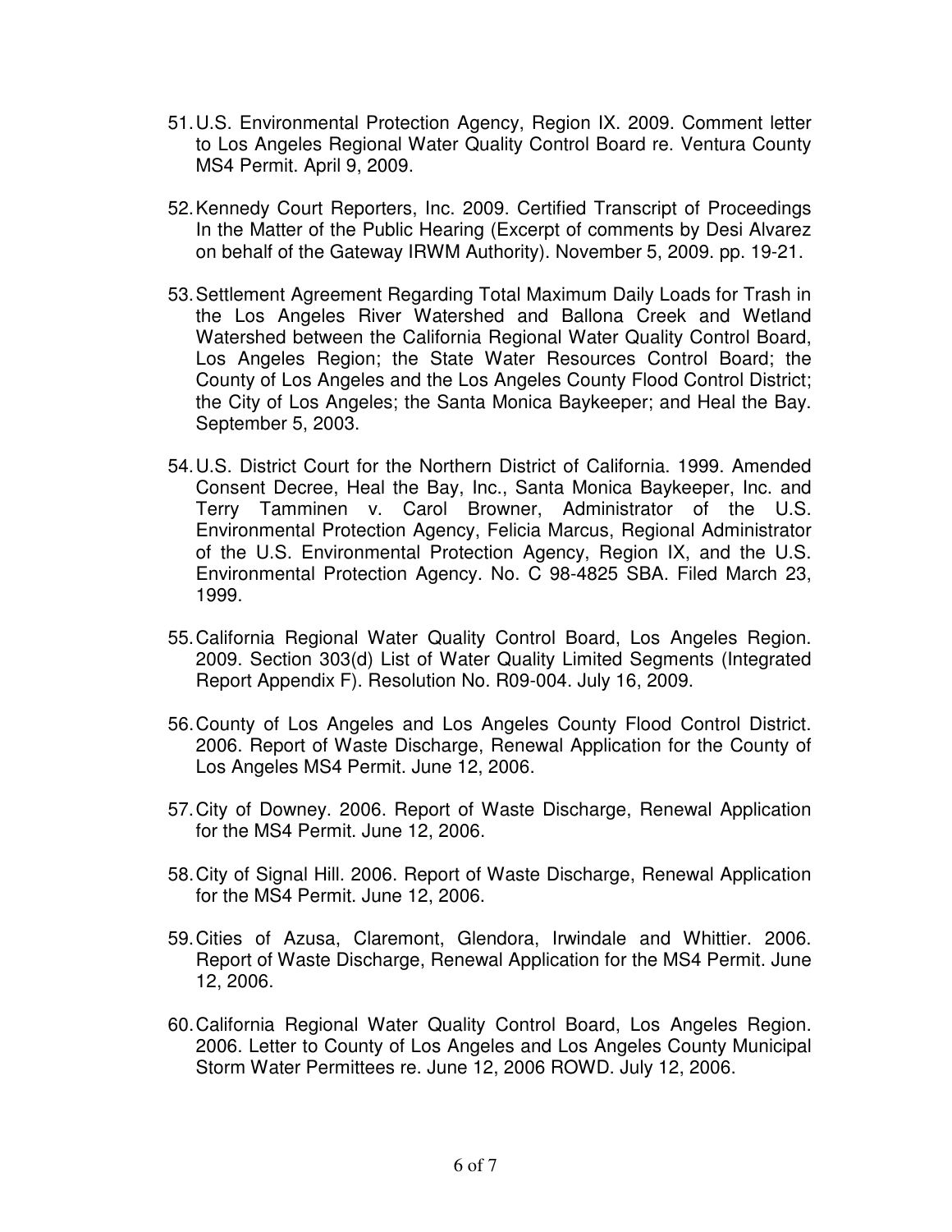51. U.S. Environmental Protection Agency, Region IX. 2009. Comment letter to Los Angeles Regional Water Quality Control Board re. Ventura County MS4 Permit. April 9, 2009.

52. Kennedy Court Reporters, Inc. 2009. Certified Transcript of Proceedings In the Matter of the Public Hearing (Excerpt of comments by Desi Alvarez on behalf of the Gateway IRWM Authority). November 5, 2009. pp. 19-21.

53. Settlement Agreement Regarding Total Maximum Daily Loads for Trash in the Los Angeles River Watershed and Ballona Creek and Wetland Watershed between the California Regional Water Quality Control Board, Los Angeles Region; the State Water Resources Control Board; the County of Los Angeles and the Los Angeles County Flood Control District; the City of Los Angeles; the Santa Monica Baykeeper; and Heal the Bay. September 5, 2003.

54. U.S. District Court for the Northern District of California. 1999. Amended Consent Decree, Heal the Bay, Inc., Santa Monica Baykeeper, Inc. and Terry Tamminen v. Carol Browner, Administrator of the U.S. Environmental Protection Agency, Felicia Marcus, Regional Administrator of the U.S. Environmental Protection Agency, Region IX, and the U.S. Environmental Protection Agency. No. C 98-4825 SBA. Filed March 23, 1999.

55. California Regional Water Quality Control Board, Los Angeles Region. 2009. Section 303(d) List of Water Quality Limited Segments (Integrated Report Appendix F). Resolution No. R09-004. July 16, 2009.

56. County of Los Angeles and Los Angeles County Flood Control District. 2006. Report of Waste Discharge, Renewal Application for the County of Los Angeles MS4 Permit. June 12, 2006.

57. City of Downey. 2006. Report of Waste Discharge, Renewal Application for the MS4 Permit. June 12, 2006.

58. City of Signal Hill. 2006. Report of Waste Discharge, Renewal Application for the MS4 Permit. June 12, 2006.

59. Cities of Azusa, Claremont, Glendora, Irwindale and Whittier. 2006. Report of Waste Discharge, Renewal Application for the MS4 Permit. June 12, 2006.

60. California Regional Water Quality Control Board, Los Angeles Region. 2006. Letter to County of Los Angeles and Los Angeles County Municipal Storm Water Permittees re. June 12, 2006 ROWD. July 12, 2006.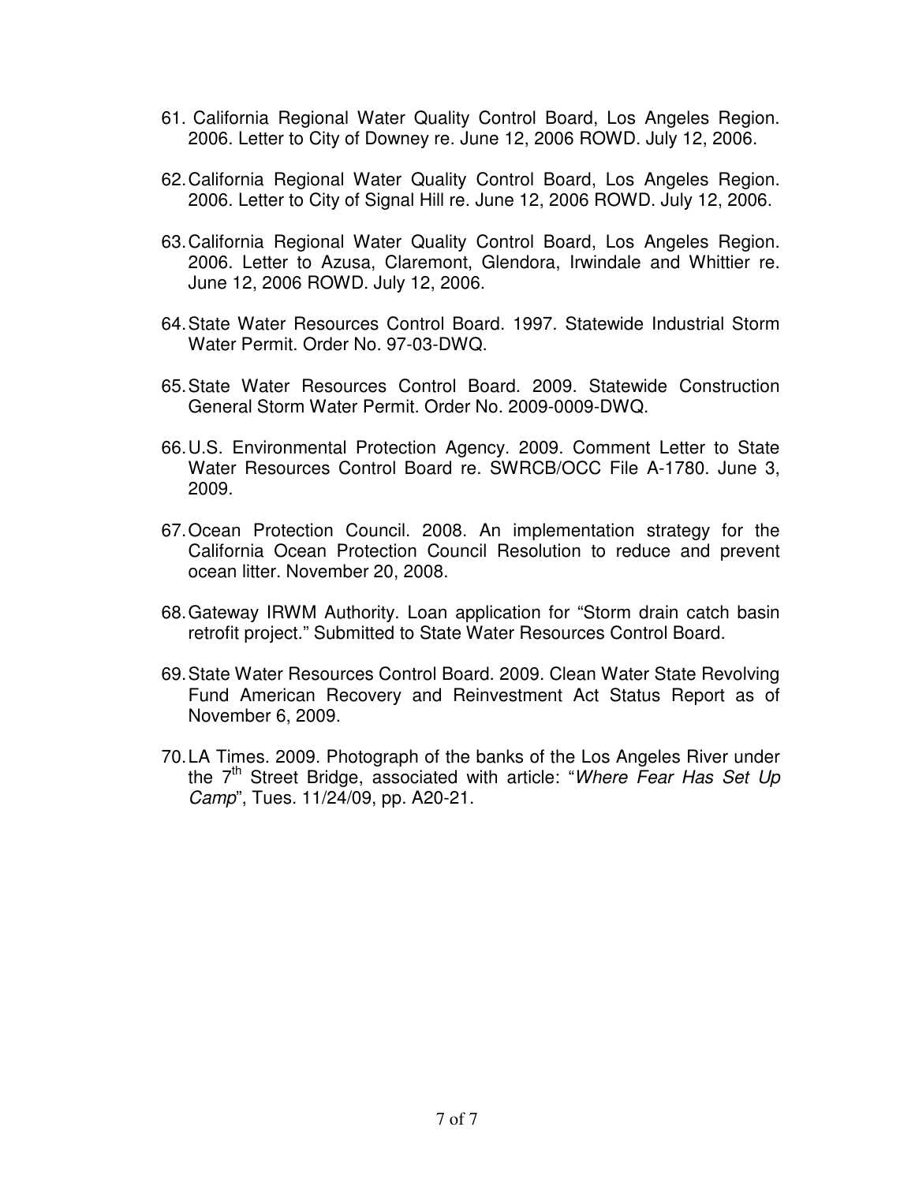61. California Regional Water Quality Control Board, Los Angeles Region. 2006. Letter to City of Downey re. June 12, 2006 ROWD. July 12, 2006.

62. California Regional Water Quality Control Board, Los Angeles Region. 2006. Letter to City of Signal Hill re. June 12, 2006 ROWD. July 12, 2006.

63. California Regional Water Quality Control Board, Los Angeles Region. 2006. Letter to Azusa, Claremont, Glendora, Irwindale and Whittier re. June 12, 2006 ROWD. July 12, 2006.

64. State Water Resources Control Board. 1997. Statewide Industrial Storm Water Permit. Order No. 97-03-DWQ.

65. State Water Resources Control Board. 2009. Statewide Construction General Storm Water Permit. Order No. 2009-0009-DWQ.

66. U.S. Environmental Protection Agency. 2009. Comment Letter to State Water Resources Control Board re. SWRCB/OCC File A-1780. June 3, 2009.

67. Ocean Protection Council. 2008. An implementation strategy for the California Ocean Protection Council Resolution to reduce and prevent ocean litter. November 20, 2008.

68. Gateway IRWM Authority. Loan application for "Storm drain catch basin retrofit project." Submitted to State Water Resources Control Board.

69. State Water Resources Control Board. 2009. Clean Water State Revolving Fund American Recovery and Reinvestment Act Status Report as of November 6, 2009.

70. LA Times. 2009. Photograph of the banks of the Los Angeles River under the 7th Street Bridge, associated with article: "*Where Fear Has Set Up Camp*", Tues. 11/24/09, pp. A20-21.